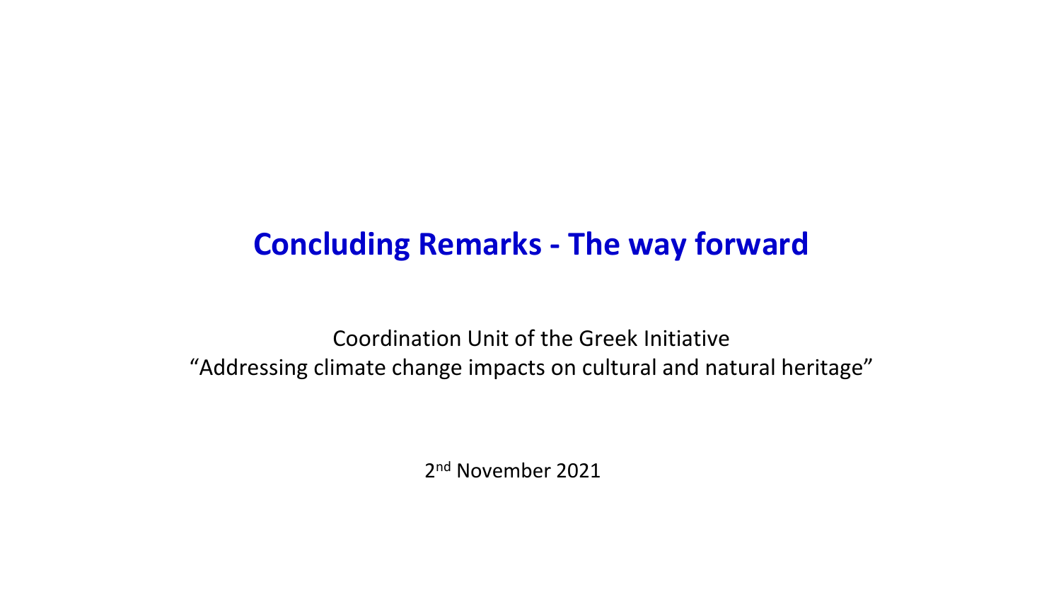# Concluding Remarks - The way forward

Coordination Unit of the Greek Initiative
"Addressing climate change impacts on cultural and natural heritage"

2nd November 2021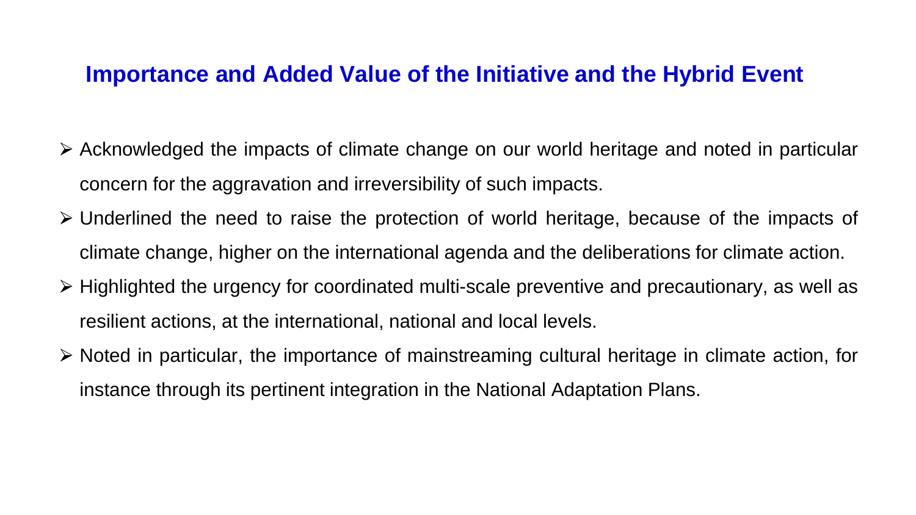## Importance and Added Value of the Initiative and the Hybrid Event

- Acknowledged the impacts of climate change on our world heritage and noted in particular concern for the aggravation and irreversibility of such impacts.
- Underlined the need to raise the protection of world heritage, because of the impacts of climate change, higher on the international agenda and the deliberations for climate action.
- Highlighted the urgency for coordinated multi-scale preventive and precautionary, as well as resilient actions, at the international, national and local levels.
- Noted in particular, the importance of mainstreaming cultural heritage in climate action, for instance through its pertinent integration in the National Adaptation Plans.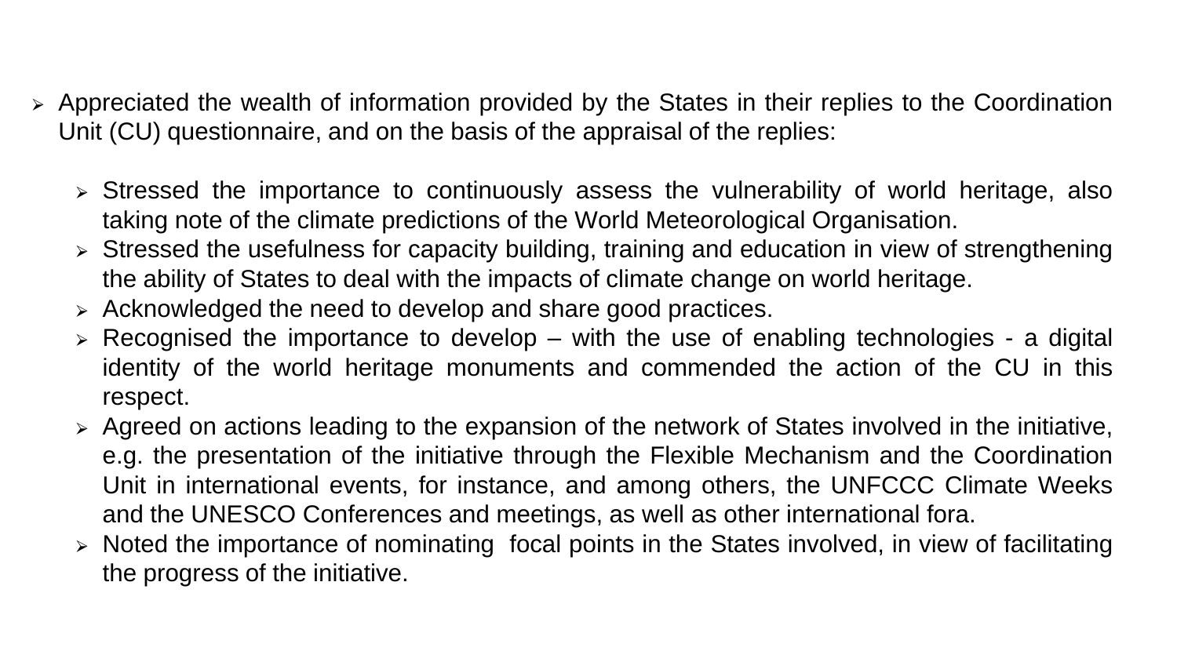- Appreciated the wealth of information provided by the States in their replies to the Coordination Unit (CU) questionnaire, and on the basis of the appraisal of the replies:

  - Stressed the importance to continuously assess the vulnerability of world heritage, also taking note of the climate predictions of the World Meteorological Organisation.
  - Stressed the usefulness for capacity building, training and education in view of strengthening the ability of States to deal with the impacts of climate change on world heritage.
  - Acknowledged the need to develop and share good practices.
  - Recognised the importance to develop – with the use of enabling technologies - a digital identity of the world heritage monuments and commended the action of the CU in this respect.
  - Agreed on actions leading to the expansion of the network of States involved in the initiative, e.g. the presentation of the initiative through the Flexible Mechanism and the Coordination Unit in international events, for instance, and among others, the UNFCCC Climate Weeks and the UNESCO Conferences and meetings, as well as other international fora.
  - Noted the importance of nominating focal points in the States involved, in view of facilitating the progress of the initiative.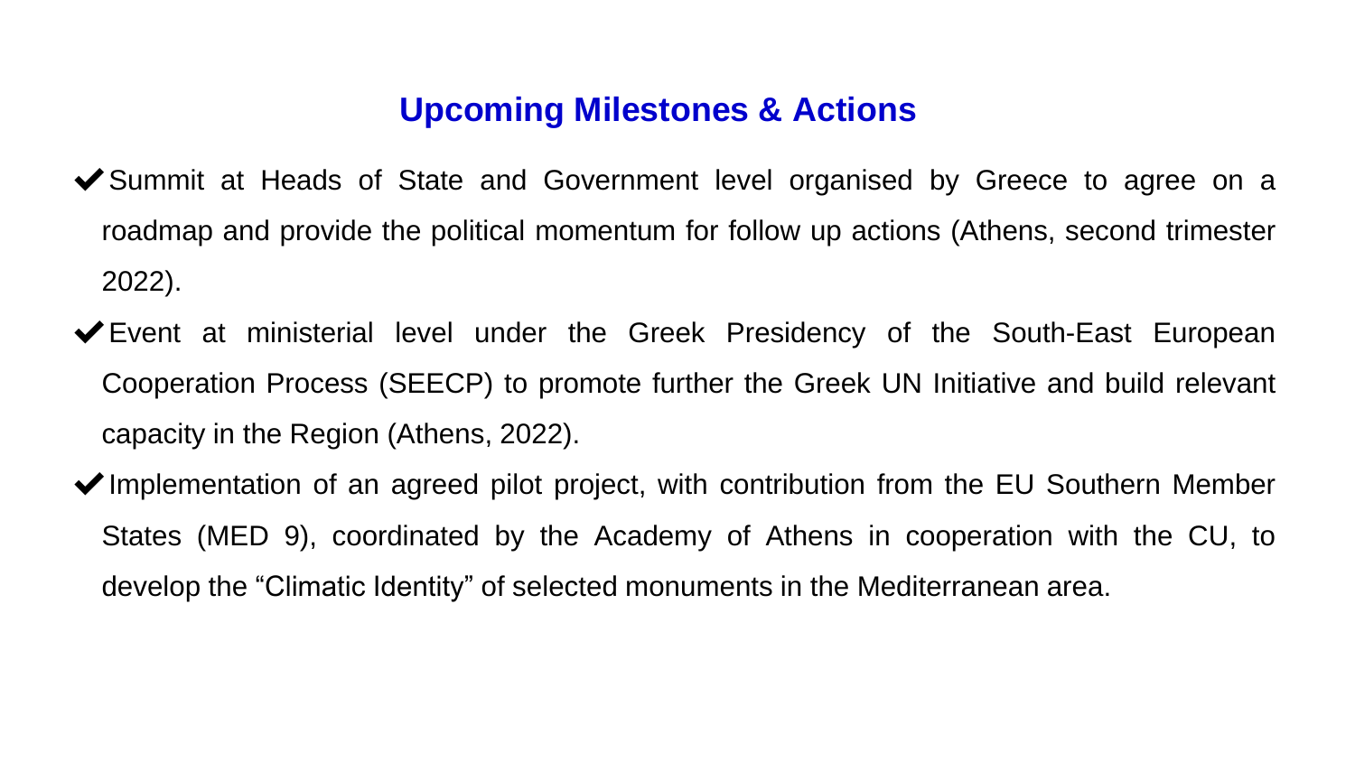## Upcoming Milestones & Actions

- ✔ Summit at Heads of State and Government level organised by Greece to agree on a roadmap and provide the political momentum for follow up actions (Athens, second trimester 2022).
- ✔ Event at ministerial level under the Greek Presidency of the South-East European Cooperation Process (SEECP) to promote further the Greek UN Initiative and build relevant capacity in the Region (Athens, 2022).
- ✔ Implementation of an agreed pilot project, with contribution from the EU Southern Member States (MED 9), coordinated by the Academy of Athens in cooperation with the CU, to develop the “Climatic Identity” of selected monuments in the Mediterranean area.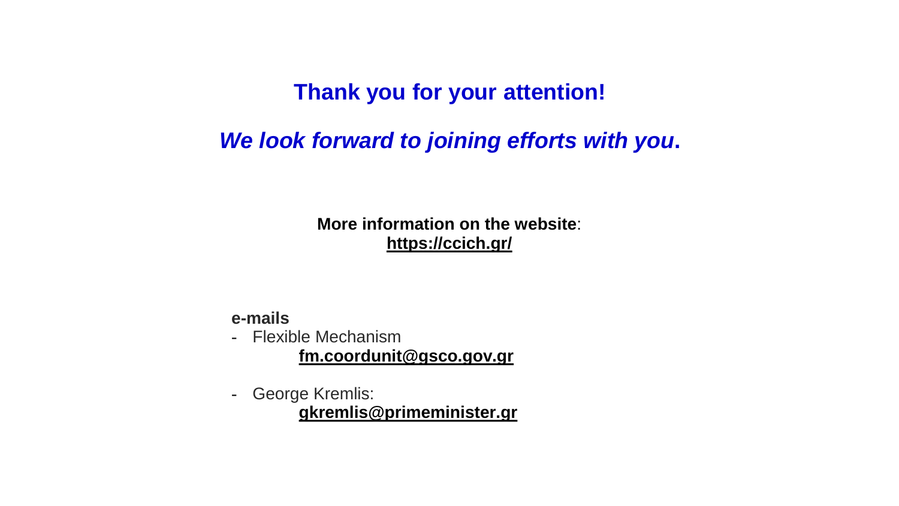**Thank you for your attention!**

***We look forward to joining efforts with you*.**

**More information on the website**:
**https://ccich.gr/**

**e-mails**

- Flexible Mechanism
  **fm.coordunit@gsco.gov.gr**

- George Kremlis:
  **gkremlis@primeminister.gr**